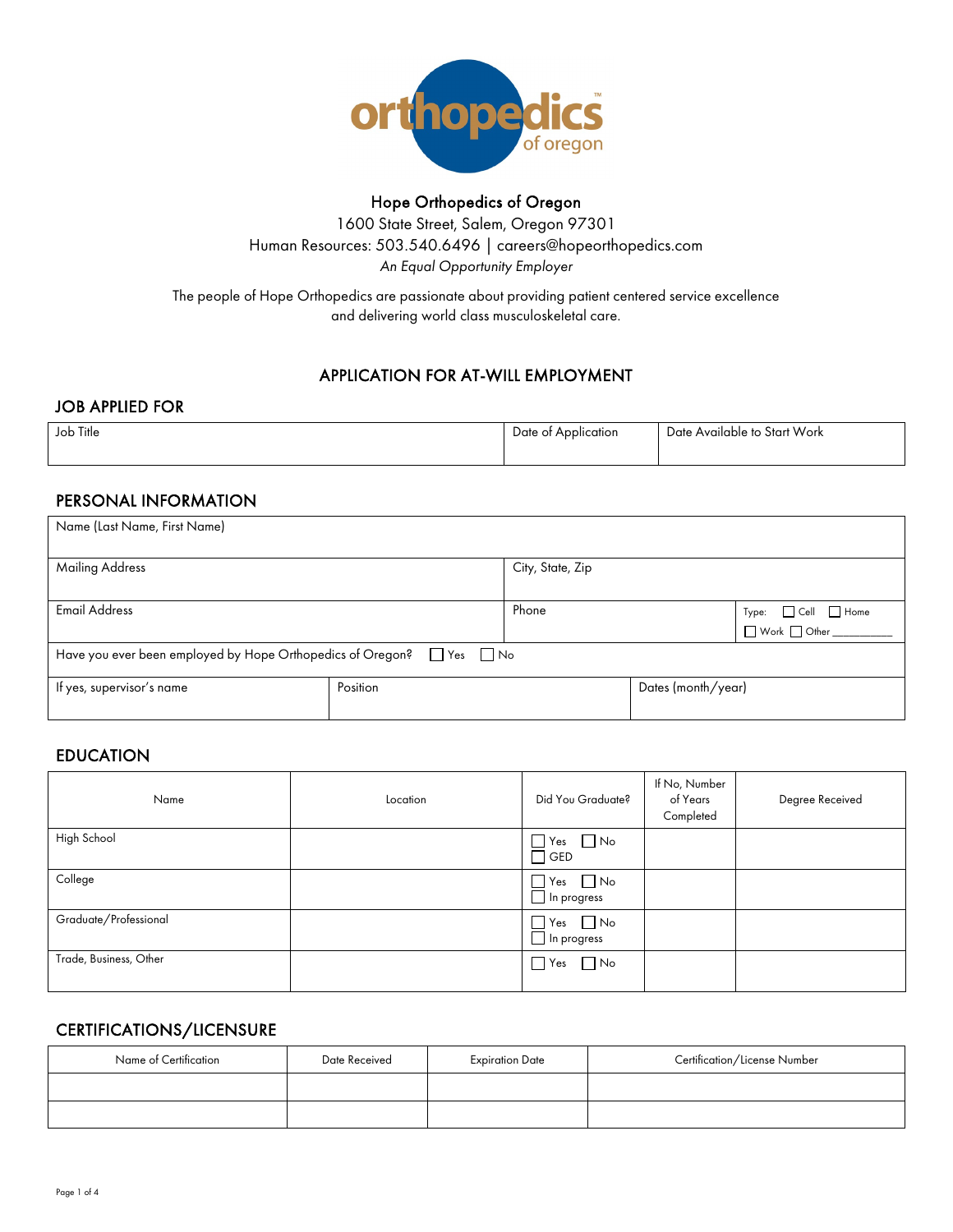orthopedics of oregon

# Hope Orthopedics of Oregon

1600 State Street, Salem, Oregon 97301

Human Resources: 503.540.6496 | careers@hopeorthopedics.com

*An Equal Opportunity Employer*

The people of Hope Orthopedics are passionate about providing patient centered service excellence and delivering world class musculoskeletal care.

## APPLICATION FOR AT-WILL EMPLOYMENT

### JOB APPLIED FOR

| Job Title | Date of Application | Date Available to Start Work |
|---|---|---|
| | | |

### PERSONAL INFORMATION

| Name (Last Name, First Name) | | |
|---|---|---|
| Mailing Address | City, State, Zip | |
| Email Address | Phone | Type: ☐ Cell ☐ Home ☐ Work ☐ Other ________ |
| Have you ever been employed by Hope Orthopedics of Oregon? ☐ Yes ☐ No | | |

| If yes, supervisor's name | Position | Dates (month/year) |
|---|---|---|
| | | |

### EDUCATION

| Name | Location | Did You Graduate? | If No, Number of Years Completed | Degree Received |
|---|---|---|---|---|
| High School | | ☐ Yes ☐ No ☐ GED | | |
| College | | ☐ Yes ☐ No ☐ In progress | | |
| Graduate/Professional | | ☐ Yes ☐ No ☐ In progress | | |
| Trade, Business, Other | | ☐ Yes ☐ No | | |

### CERTIFICATIONS/LICENSURE

| Name of Certification | Date Received | Expiration Date | Certification/License Number |
|---|---|---|---|
| | | | |
| | | | |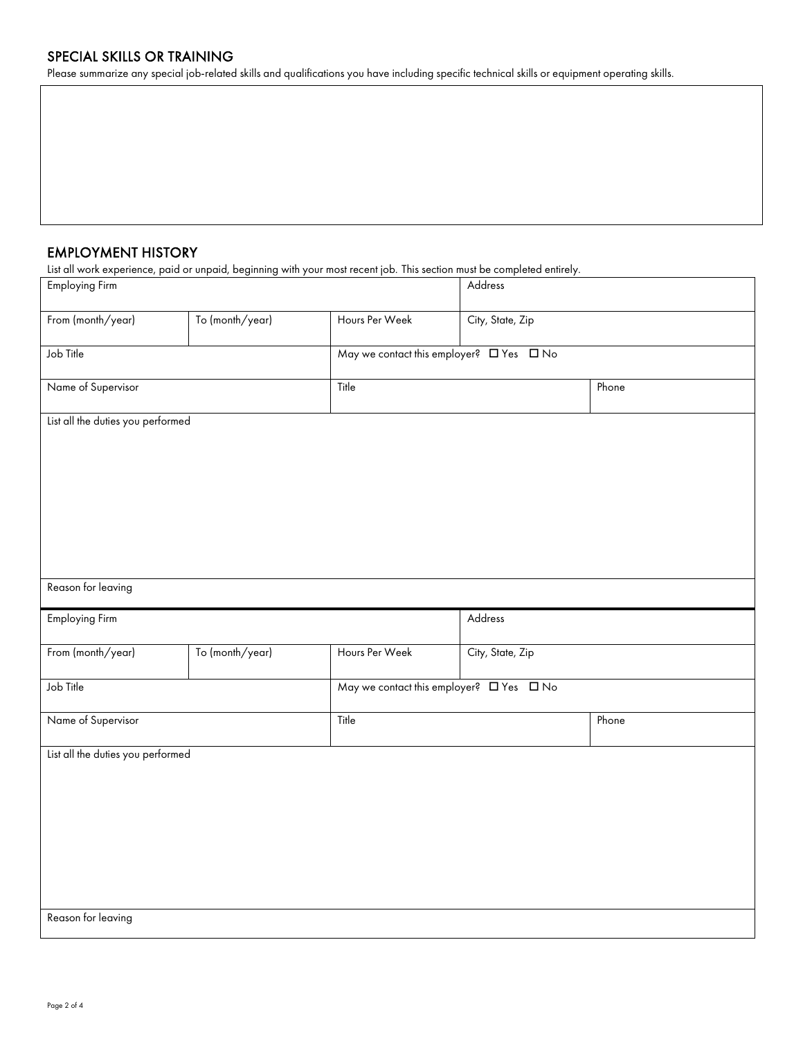## SPECIAL SKILLS OR TRAINING

Please summarize any special job-related skills and qualifications you have including specific technical skills or equipment operating skills.

| |
|---|
| |

## EMPLOYMENT HISTORY

List all work experience, paid or unpaid, beginning with your most recent job. This section must be completed entirely.

| Employing Firm | | | Address | |
|---|---|---|---|---|
| From (month/year) | To (month/year) | Hours Per Week | City, State, Zip | |
| Job Title | | May we contact this employer? ☐ Yes ☐ No | | |
| Name of Supervisor | | Title | | Phone |
| List all the duties you performed | | | | |
| Reason for leaving | | | | |

| Employing Firm | | | Address | |
|---|---|---|---|---|
| From (month/year) | To (month/year) | Hours Per Week | City, State, Zip | |
| Job Title | | May we contact this employer? ☐ Yes ☐ No | | |
| Name of Supervisor | | Title | | Phone |
| List all the duties you performed | | | | |
| Reason for leaving | | | | |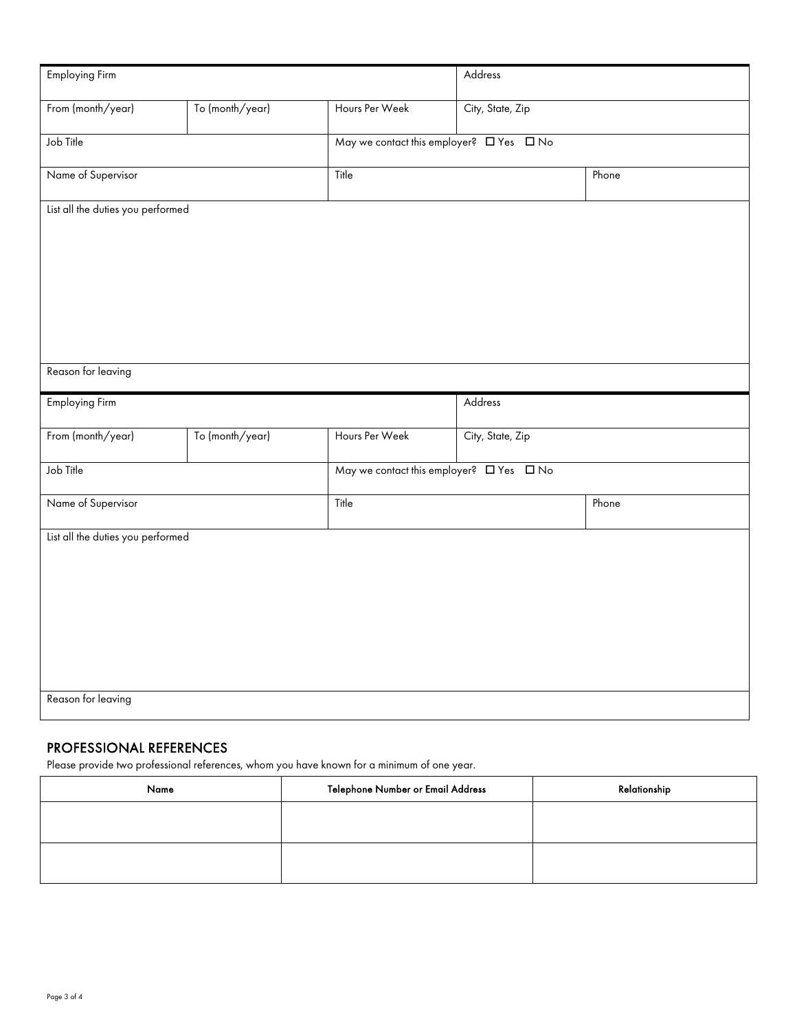| Employing Firm | | | Address | |
|---|---|---|---|---|
| From (month/year) | To (month/year) | Hours Per Week | City, State, Zip | |
| Job Title | | May we contact this employer? ☐ Yes ☐ No | | |
| Name of Supervisor | | Title | | Phone |
| List all the duties you performed | | | | |
| Reason for leaving | | | | |

| Employing Firm | | | Address | |
|---|---|---|---|---|
| From (month/year) | To (month/year) | Hours Per Week | City, State, Zip | |
| Job Title | | May we contact this employer? ☐ Yes ☐ No | | |
| Name of Supervisor | | Title | | Phone |
| List all the duties you performed | | | | |
| Reason for leaving | | | | |

## PROFESSIONAL REFERENCES

Please provide two professional references, whom you have known for a minimum of one year.

| Name | Telephone Number or Email Address | Relationship |
|---|---|---|
| | | |
| | | |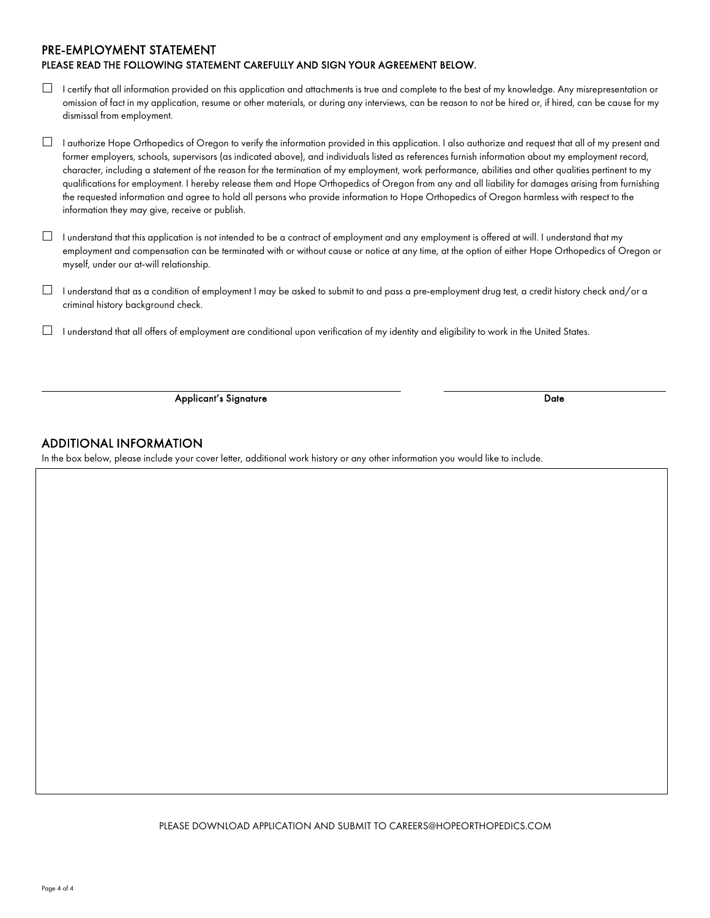## PRE-EMPLOYMENT STATEMENT

### PLEASE READ THE FOLLOWING STATEMENT CAREFULLY AND SIGN YOUR AGREEMENT BELOW.

☐ I certify that all information provided on this application and attachments is true and complete to the best of my knowledge. Any misrepresentation or omission of fact in my application, resume or other materials, or during any interviews, can be reason to not be hired or, if hired, can be cause for my dismissal from employment.

☐ I authorize Hope Orthopedics of Oregon to verify the information provided in this application. I also authorize and request that all of my present and former employers, schools, supervisors (as indicated above), and individuals listed as references furnish information about my employment record, character, including a statement of the reason for the termination of my employment, work performance, abilities and other qualities pertinent to my qualifications for employment. I hereby release them and Hope Orthopedics of Oregon from any and all liability for damages arising from furnishing the requested information and agree to hold all persons who provide information to Hope Orthopedics of Oregon harmless with respect to the information they may give, receive or publish.

☐ I understand that this application is not intended to be a contract of employment and any employment is offered at will. I understand that my employment and compensation can be terminated with or without cause or notice at any time, at the option of either Hope Orthopedics of Oregon or myself, under our at-will relationship.

☐ I understand that as a condition of employment I may be asked to submit to and pass a pre-employment drug test, a credit history check and/or a criminal history background check.

☐ I understand that all offers of employment are conditional upon verification of my identity and eligibility to work in the United States.

______________________________________ &nbsp;&nbsp;&nbsp;&nbsp; ______________________

**Applicant's Signature** &nbsp;&nbsp;&nbsp;&nbsp; **Date**

## ADDITIONAL INFORMATION

In the box below, please include your cover letter, additional work history or any other information you would like to include.

PLEASE DOWNLOAD APPLICATION AND SUBMIT TO CAREERS@HOPEORTHOPEDICS.COM